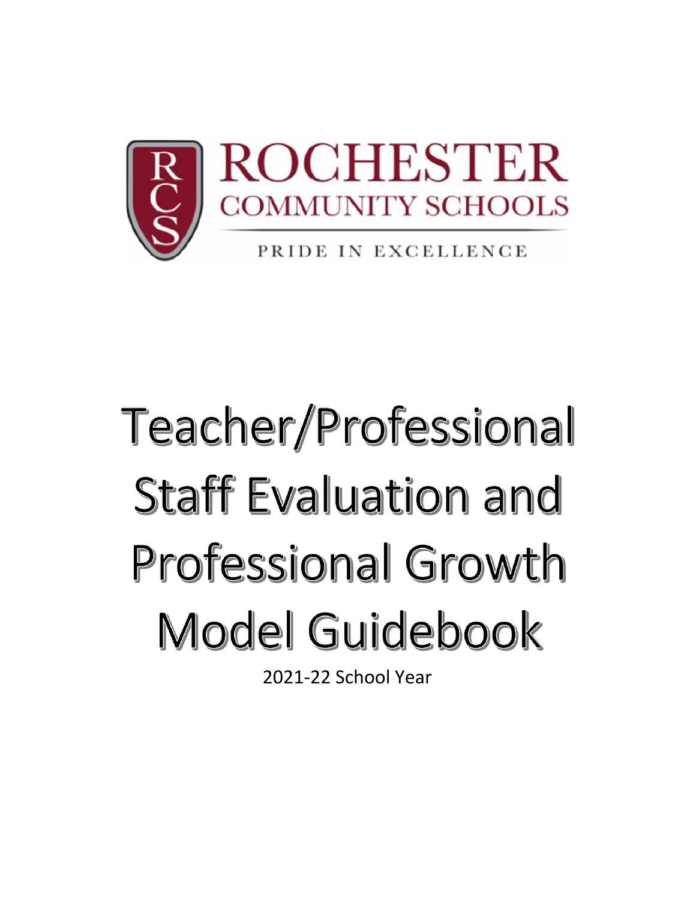ROCHESTER
COMMUNITY SCHOOLS

PRIDE IN EXCELLENCE

# Teacher/Professional Staff Evaluation and Professional Growth Model Guidebook

2021-22 School Year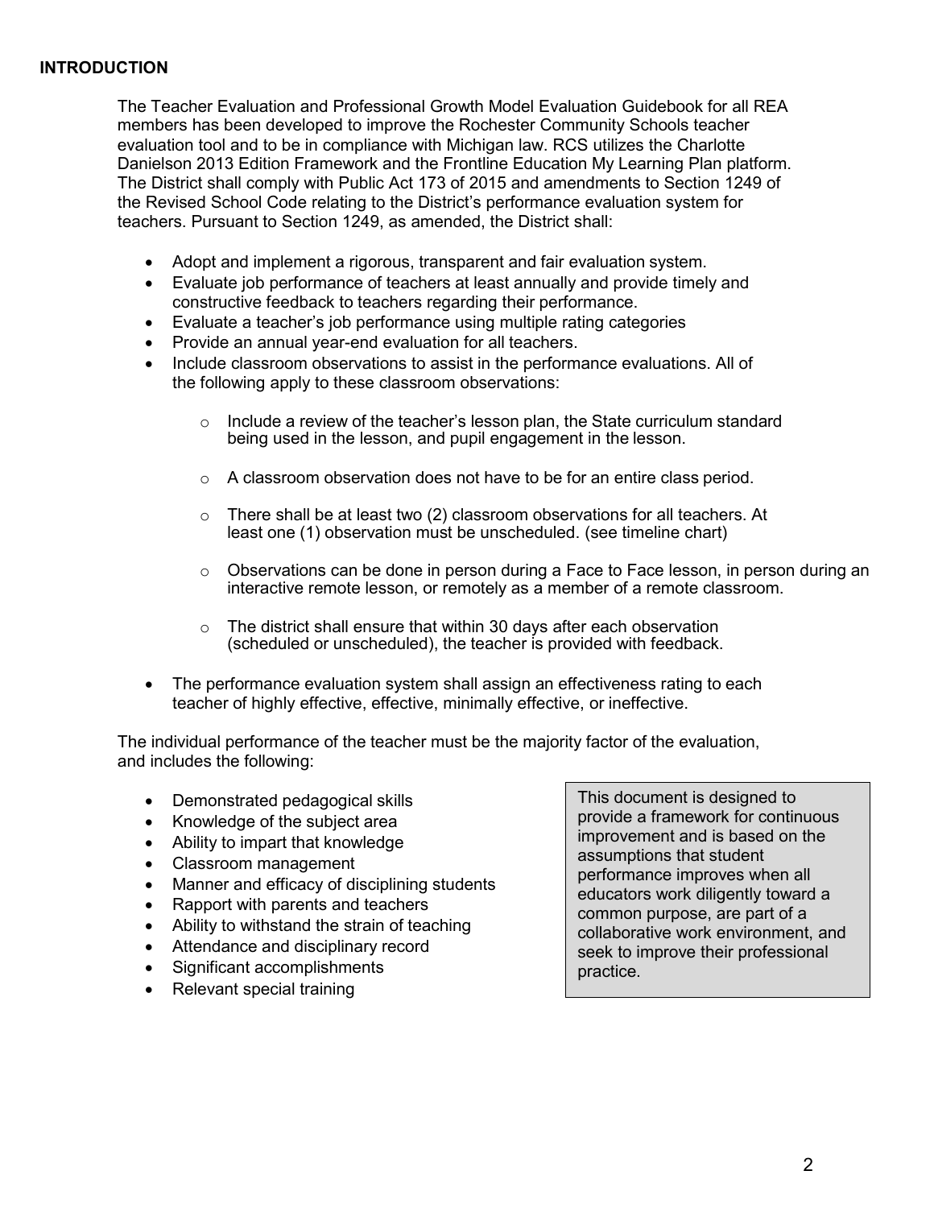## INTRODUCTION

The Teacher Evaluation and Professional Growth Model Evaluation Guidebook for all REA members has been developed to improve the Rochester Community Schools teacher evaluation tool and to be in compliance with Michigan law. RCS utilizes the Charlotte Danielson 2013 Edition Framework and the Frontline Education My Learning Plan platform. The District shall comply with Public Act 173 of 2015 and amendments to Section 1249 of the Revised School Code relating to the District's performance evaluation system for teachers. Pursuant to Section 1249, as amended, the District shall:

- Adopt and implement a rigorous, transparent and fair evaluation system.
- Evaluate job performance of teachers at least annually and provide timely and constructive feedback to teachers regarding their performance.
- Evaluate a teacher's job performance using multiple rating categories
- Provide an annual year-end evaluation for all teachers.
- Include classroom observations to assist in the performance evaluations. All of the following apply to these classroom observations:
    - Include a review of the teacher's lesson plan, the State curriculum standard being used in the lesson, and pupil engagement in the lesson.
    - A classroom observation does not have to be for an entire class period.
    - There shall be at least two (2) classroom observations for all teachers. At least one (1) observation must be unscheduled. (see timeline chart)
    - Observations can be done in person during a Face to Face lesson, in person during an interactive remote lesson, or remotely as a member of a remote classroom.
    - The district shall ensure that within 30 days after each observation (scheduled or unscheduled), the teacher is provided with feedback.
- The performance evaluation system shall assign an effectiveness rating to each teacher of highly effective, effective, minimally effective, or ineffective.

The individual performance of the teacher must be the majority factor of the evaluation, and includes the following:

- Demonstrated pedagogical skills
- Knowledge of the subject area
- Ability to impart that knowledge
- Classroom management
- Manner and efficacy of disciplining students
- Rapport with parents and teachers
- Ability to withstand the strain of teaching
- Attendance and disciplinary record
- Significant accomplishments
- Relevant special training

> This document is designed to provide a framework for continuous improvement and is based on the assumptions that student performance improves when all educators work diligently toward a common purpose, are part of a collaborative work environment, and seek to improve their professional practice.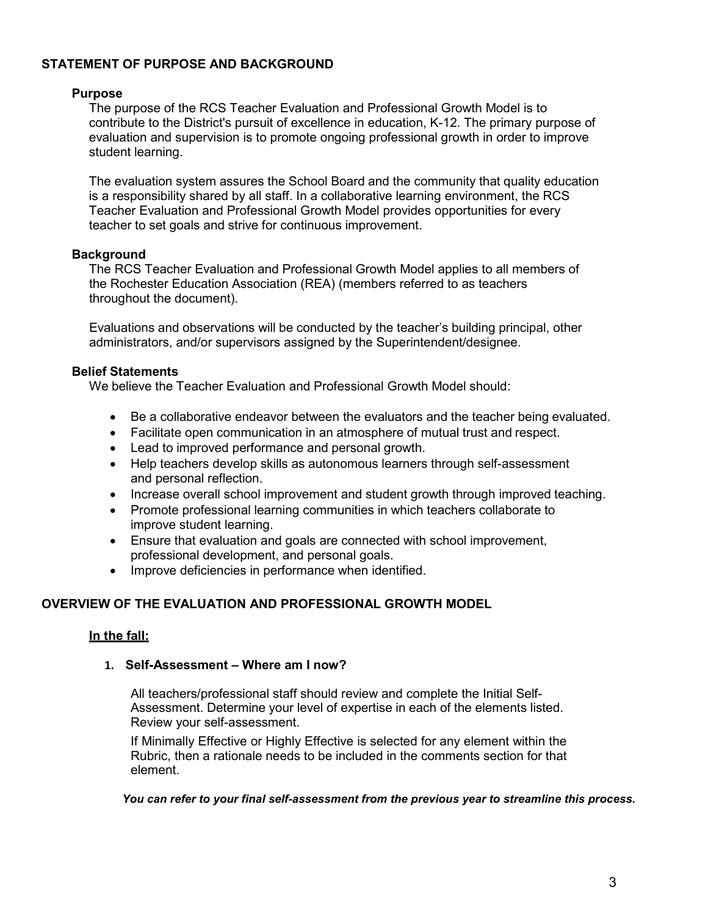## STATEMENT OF PURPOSE AND BACKGROUND

### Purpose

The purpose of the RCS Teacher Evaluation and Professional Growth Model is to contribute to the District's pursuit of excellence in education, K-12. The primary purpose of evaluation and supervision is to promote ongoing professional growth in order to improve student learning.

The evaluation system assures the School Board and the community that quality education is a responsibility shared by all staff. In a collaborative learning environment, the RCS Teacher Evaluation and Professional Growth Model provides opportunities for every teacher to set goals and strive for continuous improvement.

### Background

The RCS Teacher Evaluation and Professional Growth Model applies to all members of the Rochester Education Association (REA) (members referred to as teachers throughout the document).

Evaluations and observations will be conducted by the teacher's building principal, other administrators, and/or supervisors assigned by the Superintendent/designee.

### Belief Statements

We believe the Teacher Evaluation and Professional Growth Model should:

- Be a collaborative endeavor between the evaluators and the teacher being evaluated.
- Facilitate open communication in an atmosphere of mutual trust and respect.
- Lead to improved performance and personal growth.
- Help teachers develop skills as autonomous learners through self-assessment and personal reflection.
- Increase overall school improvement and student growth through improved teaching.
- Promote professional learning communities in which teachers collaborate to improve student learning.
- Ensure that evaluation and goals are connected with school improvement, professional development, and personal goals.
- Improve deficiencies in performance when identified.

## OVERVIEW OF THE EVALUATION AND PROFESSIONAL GROWTH MODEL

**In the fall:**

1. **Self-Assessment – Where am I now?**

   All teachers/professional staff should review and complete the Initial Self-Assessment. Determine your level of expertise in each of the elements listed. Review your self-assessment.

   If Minimally Effective or Highly Effective is selected for any element within the Rubric, then a rationale needs to be included in the comments section for that element.

***You can refer to your final self-assessment from the previous year to streamline this process.***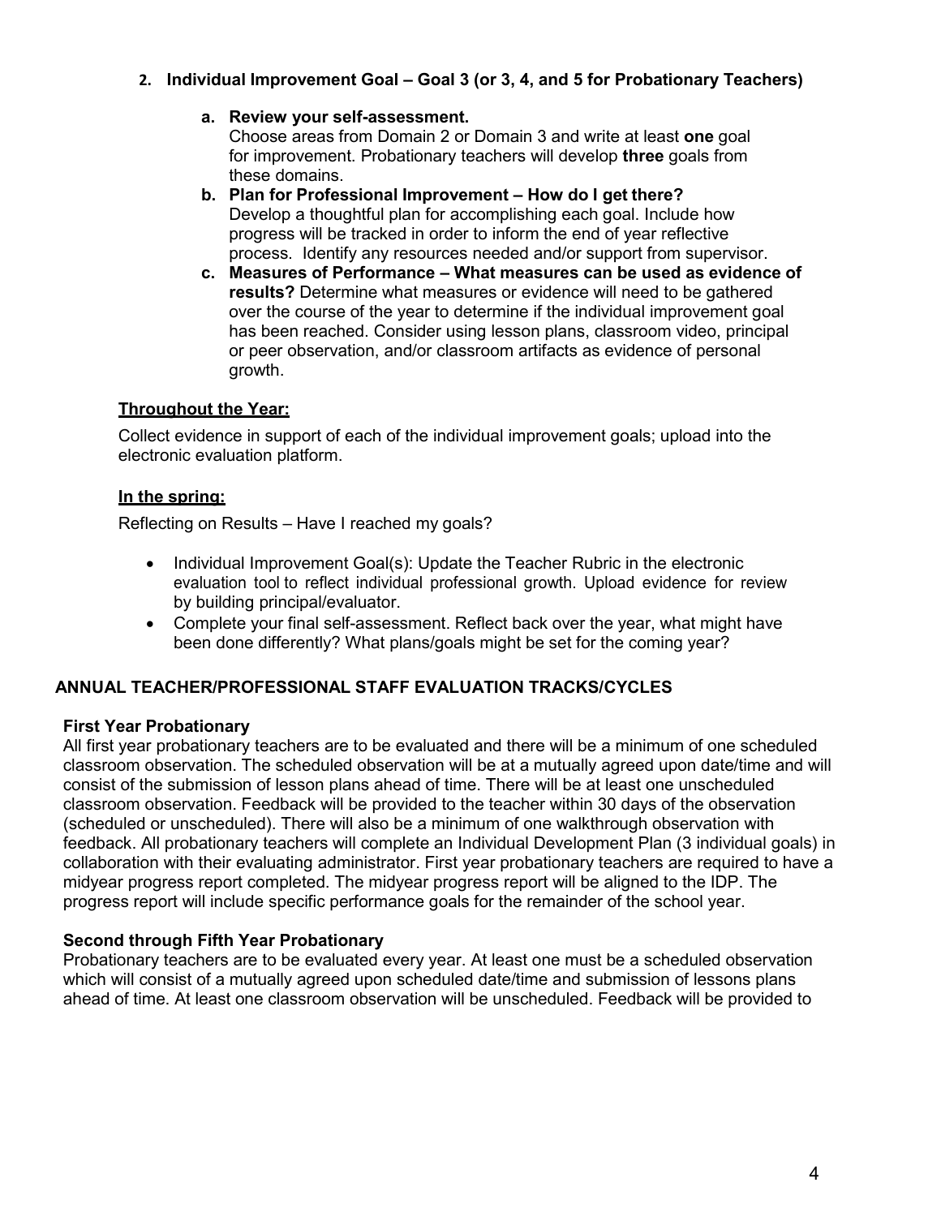2. **Individual Improvement Goal – Goal 3 (or 3, 4, and 5 for Probationary Teachers)**

   a. **Review your self-assessment.**
   Choose areas from Domain 2 or Domain 3 and write at least **one** goal for improvement. Probationary teachers will develop **three** goals from these domains.

   b. **Plan for Professional Improvement – How do I get there?**
   Develop a thoughtful plan for accomplishing each goal. Include how progress will be tracked in order to inform the end of year reflective process. Identify any resources needed and/or support from supervisor.

   c. **Measures of Performance – What measures can be used as evidence of results?** Determine what measures or evidence will need to be gathered over the course of the year to determine if the individual improvement goal has been reached. Consider using lesson plans, classroom video, principal or peer observation, and/or classroom artifacts as evidence of personal growth.

**<u>Throughout the Year:</u>**

Collect evidence in support of each of the individual improvement goals; upload into the electronic evaluation platform.

**<u>In the spring:</u>**

Reflecting on Results – Have I reached my goals?

- Individual Improvement Goal(s): Update the Teacher Rubric in the electronic evaluation tool to reflect individual professional growth. Upload evidence for review by building principal/evaluator.
- Complete your final self-assessment. Reflect back over the year, what might have been done differently? What plans/goals might be set for the coming year?

## ANNUAL TEACHER/PROFESSIONAL STAFF EVALUATION TRACKS/CYCLES

### First Year Probationary

All first year probationary teachers are to be evaluated and there will be a minimum of one scheduled classroom observation. The scheduled observation will be at a mutually agreed upon date/time and will consist of the submission of lesson plans ahead of time. There will be at least one unscheduled classroom observation. Feedback will be provided to the teacher within 30 days of the observation (scheduled or unscheduled). There will also be a minimum of one walkthrough observation with feedback. All probationary teachers will complete an Individual Development Plan (3 individual goals) in collaboration with their evaluating administrator. First year probationary teachers are required to have a midyear progress report completed. The midyear progress report will be aligned to the IDP. The progress report will include specific performance goals for the remainder of the school year.

### Second through Fifth Year Probationary

Probationary teachers are to be evaluated every year. At least one must be a scheduled observation which will consist of a mutually agreed upon scheduled date/time and submission of lessons plans ahead of time. At least one classroom observation will be unscheduled. Feedback will be provided to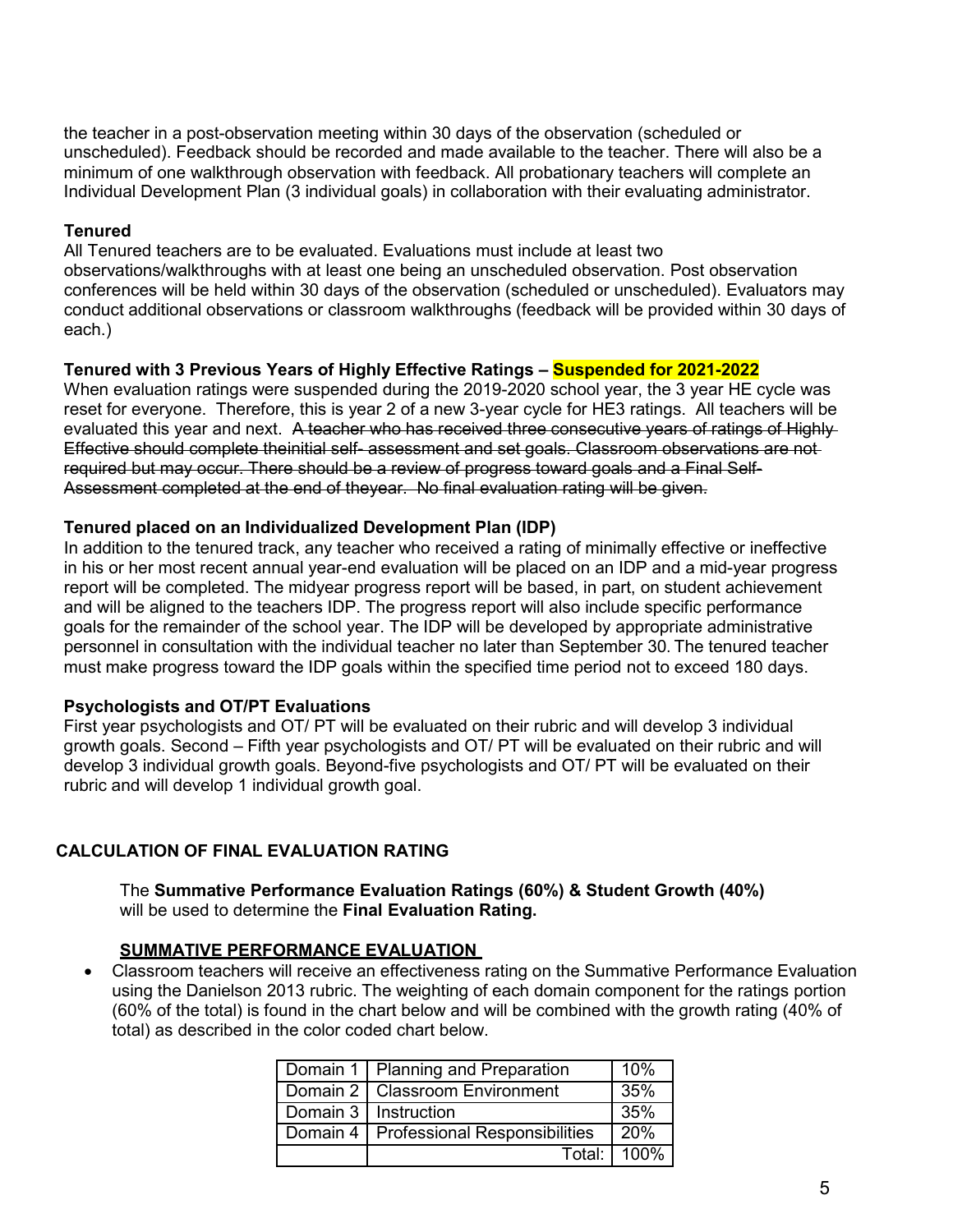the teacher in a post-observation meeting within 30 days of the observation (scheduled or unscheduled). Feedback should be recorded and made available to the teacher. There will also be a minimum of one walkthrough observation with feedback. All probationary teachers will complete an Individual Development Plan (3 individual goals) in collaboration with their evaluating administrator.

**Tenured**

All Tenured teachers are to be evaluated. Evaluations must include at least two observations/walkthroughs with at least one being an unscheduled observation. Post observation conferences will be held within 30 days of the observation (scheduled or unscheduled). Evaluators may conduct additional observations or classroom walkthroughs (feedback will be provided within 30 days of each.)

**Tenured with 3 Previous Years of Highly Effective Ratings – Suspended for 2021-2022**

When evaluation ratings were suspended during the 2019-2020 school year, the 3 year HE cycle was reset for everyone. Therefore, this is year 2 of a new 3-year cycle for HE3 ratings. All teachers will be evaluated this year and next. ~~A teacher who has received three consecutive years of ratings of Highly Effective should complete theinitial self- assessment and set goals. Classroom observations are not required but may occur. There should be a review of progress toward goals and a Final Self-Assessment completed at the end of theyear. No final evaluation rating will be given.~~

**Tenured placed on an Individualized Development Plan (IDP)**

In addition to the tenured track, any teacher who received a rating of minimally effective or ineffective in his or her most recent annual year-end evaluation will be placed on an IDP and a mid-year progress report will be completed. The midyear progress report will be based, in part, on student achievement and will be aligned to the teachers IDP. The progress report will also include specific performance goals for the remainder of the school year. The IDP will be developed by appropriate administrative personnel in consultation with the individual teacher no later than September 30. The tenured teacher must make progress toward the IDP goals within the specified time period not to exceed 180 days.

**Psychologists and OT/PT Evaluations**

First year psychologists and OT/ PT will be evaluated on their rubric and will develop 3 individual growth goals. Second – Fifth year psychologists and OT/ PT will be evaluated on their rubric and will develop 3 individual growth goals. Beyond-five psychologists and OT/ PT will be evaluated on their rubric and will develop 1 individual growth goal.

## CALCULATION OF FINAL EVALUATION RATING

The **Summative Performance Evaluation Ratings (60%) & Student Growth (40%)** will be used to determine the **Final Evaluation Rating.**

**SUMMATIVE PERFORMANCE EVALUATION**

- Classroom teachers will receive an effectiveness rating on the Summative Performance Evaluation using the Danielson 2013 rubric. The weighting of each domain component for the ratings portion (60% of the total) is found in the chart below and will be combined with the growth rating (40% of total) as described in the color coded chart below.

| | | |
|---|---|---|
| Domain 1 | Planning and Preparation | 10% |
| Domain 2 | Classroom Environment | 35% |
| Domain 3 | Instruction | 35% |
| Domain 4 | Professional Responsibilities | 20% |
| | Total: | 100% |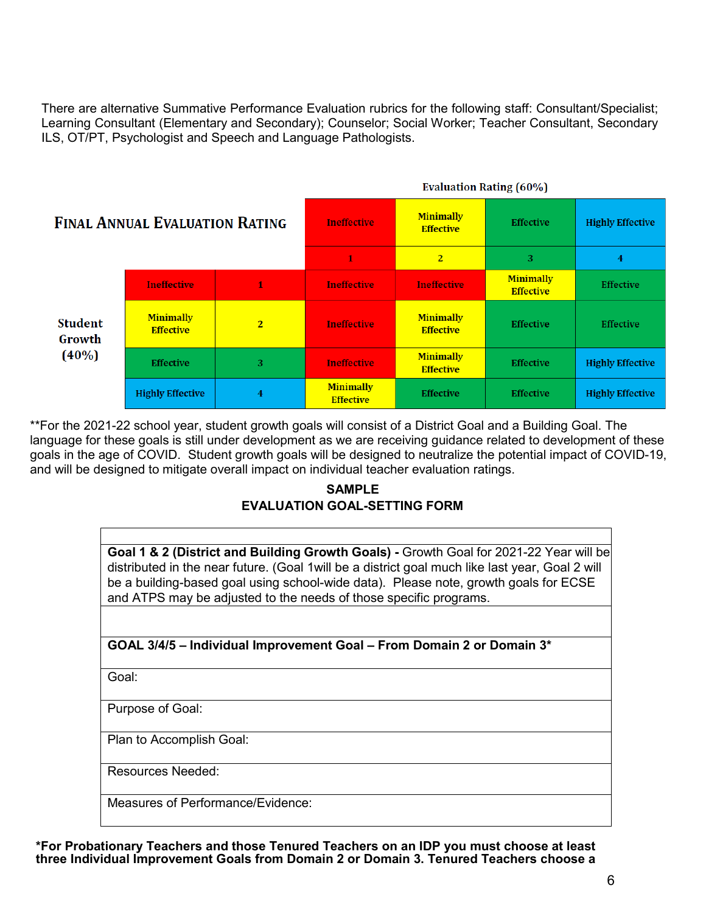There are alternative Summative Performance Evaluation rubrics for the following staff: Consultant/Specialist; Learning Consultant (Elementary and Secondary); Counselor; Social Worker; Teacher Consultant, Secondary ILS, OT/PT, Psychologist and Speech and Language Pathologists.

| FINAL ANNUAL EVALUATION RATING | | | Evaluation Rating (60%) | | | |
|---|---|---|---|---|---|---|
| | | | Ineffective | Minimally Effective | Effective | Highly Effective |
| | | | 1 | 2 | 3 | 4 |
| Student Growth (40%) | Ineffective | 1 | Ineffective | Ineffective | Minimally Effective | Effective |
| | Minimally Effective | 2 | Ineffective | Minimally Effective | Effective | Effective |
| | Effective | 3 | Ineffective | Minimally Effective | Effective | Highly Effective |
| | Highly Effective | 4 | Minimally Effective | Effective | Effective | Highly Effective |

**For the 2021-22 school year, student growth goals will consist of a District Goal and a Building Goal. The language for these goals is still under development as we are receiving guidance related to development of these goals in the age of COVID. Student growth goals will be designed to neutralize the potential impact of COVID-19, and will be designed to mitigate overall impact on individual teacher evaluation ratings.

**SAMPLE**

**EVALUATION GOAL-SETTING FORM**

| |
|---|
| **Goal 1 & 2 (District and Building Growth Goals) -** Growth Goal for 2021-22 Year will be distributed in the near future. (Goal 1will be a district goal much like last year, Goal 2 will be a building-based goal using school-wide data). Please note, growth goals for ECSE and ATPS may be adjusted to the needs of those specific programs. |
| |
| **GOAL 3/4/5 – Individual Improvement Goal – From Domain 2 or Domain 3*** |
| Goal: |
| Purpose of Goal: |
| Plan to Accomplish Goal: |
| Resources Needed: |
| Measures of Performance/Evidence: |

***For Probationary Teachers and those Tenured Teachers on an IDP you must choose at least three Individual Improvement Goals from Domain 2 or Domain 3. Tenured Teachers choose a**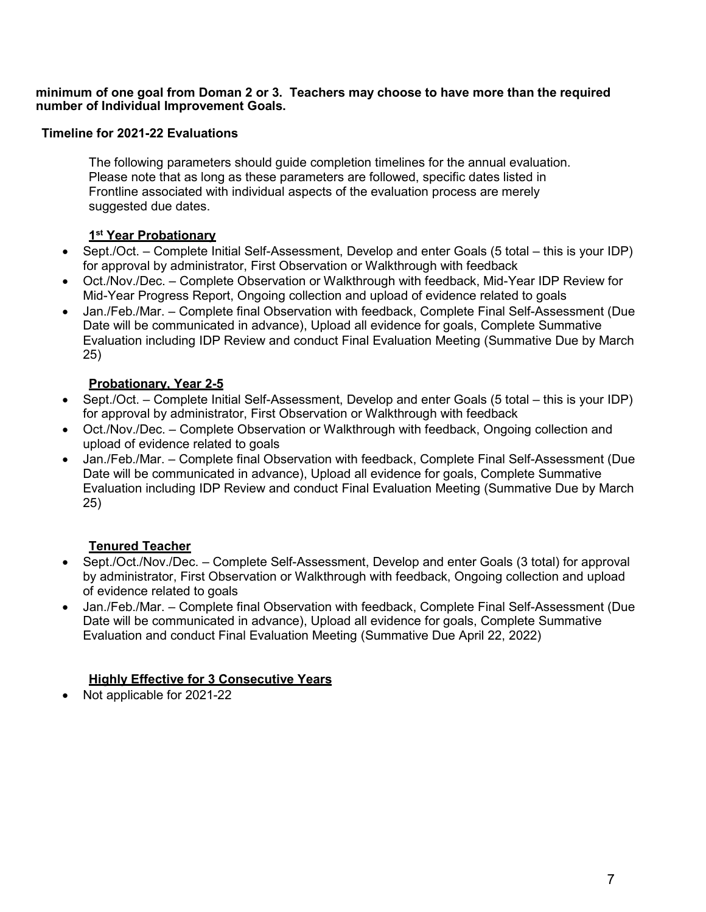**minimum of one goal from Doman 2 or 3. Teachers may choose to have more than the required number of Individual Improvement Goals.**

## Timeline for 2021-22 Evaluations

The following parameters should guide completion timelines for the annual evaluation. Please note that as long as these parameters are followed, specific dates listed in Frontline associated with individual aspects of the evaluation process are merely suggested due dates.

### 1st Year Probationary

- Sept./Oct. – Complete Initial Self-Assessment, Develop and enter Goals (5 total – this is your IDP) for approval by administrator, First Observation or Walkthrough with feedback
- Oct./Nov./Dec. – Complete Observation or Walkthrough with feedback, Mid-Year IDP Review for Mid-Year Progress Report, Ongoing collection and upload of evidence related to goals
- Jan./Feb./Mar. – Complete final Observation with feedback, Complete Final Self-Assessment (Due Date will be communicated in advance), Upload all evidence for goals, Complete Summative Evaluation including IDP Review and conduct Final Evaluation Meeting (Summative Due by March 25)

### Probationary, Year 2-5

- Sept./Oct. – Complete Initial Self-Assessment, Develop and enter Goals (5 total – this is your IDP) for approval by administrator, First Observation or Walkthrough with feedback
- Oct./Nov./Dec. – Complete Observation or Walkthrough with feedback, Ongoing collection and upload of evidence related to goals
- Jan./Feb./Mar. – Complete final Observation with feedback, Complete Final Self-Assessment (Due Date will be communicated in advance), Upload all evidence for goals, Complete Summative Evaluation including IDP Review and conduct Final Evaluation Meeting (Summative Due by March 25)

### Tenured Teacher

- Sept./Oct./Nov./Dec. – Complete Self-Assessment, Develop and enter Goals (3 total) for approval by administrator, First Observation or Walkthrough with feedback, Ongoing collection and upload of evidence related to goals
- Jan./Feb./Mar. – Complete final Observation with feedback, Complete Final Self-Assessment (Due Date will be communicated in advance), Upload all evidence for goals, Complete Summative Evaluation and conduct Final Evaluation Meeting (Summative Due April 22, 2022)

### Highly Effective for 3 Consecutive Years

- Not applicable for 2021-22